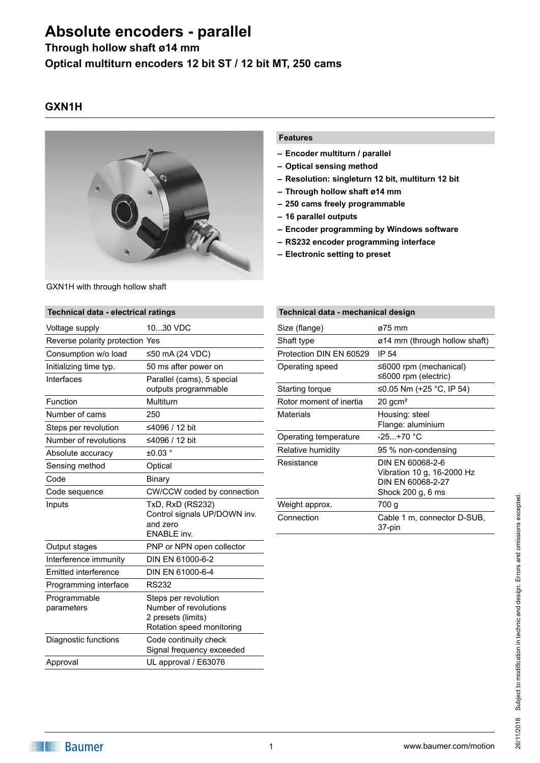# Absolute encoders - parallel

**Through hollow shaft ø14 mm**

**Optical multiturn encoders 12 bit ST / 12 bit MT, 250 cams**

## GXN1H

GXN1H with through hollow shaft

### Features

- Encoder multiturn / parallel
- Optical sensing method
- Resolution: singleturn 12 bit, multiturn 12 bit
- Through hollow shaft ø14 mm
- 250 cams freely programmable
- 16 parallel outputs
- Encoder programming by Windows software
- RS232 encoder programming interface
- Electronic setting to preset

### Technical data - electrical ratings

| | |
|---|---|
| Voltage supply | 10...30 VDC |
| Reverse polarity protection | Yes |
| Consumption w/o load | ≤50 mA (24 VDC) |
| Initializing time typ. | 50 ms after power on |
| Interfaces | Parallel (cams), 5 special outputs programmable |
| Function | Multiturn |
| Number of cams | 250 |
| Steps per revolution | ≤4096 / 12 bit |
| Number of revolutions | ≤4096 / 12 bit |
| Absolute accuracy | ±0.03 ° |
| Sensing method | Optical |
| Code | Binary |
| Code sequence | CW/CCW coded by connection |
| Inputs | TxD, RxD (RS232)<br>Control signals UP/DOWN inv. and zero<br>ENABLE inv. |
| Output stages | PNP or NPN open collector |
| Interference immunity | DIN EN 61000-6-2 |
| Emitted interference | DIN EN 61000-6-4 |
| Programming interface | RS232 |
| Programmable parameters | Steps per revolution<br>Number of revolutions<br>2 presets (limits)<br>Rotation speed monitoring |
| Diagnostic functions | Code continuity check<br>Signal frequency exceeded |
| Approval | UL approval / E63076 |

### Technical data - mechanical design

| | |
|---|---|
| Size (flange) | ø75 mm |
| Shaft type | ø14 mm (through hollow shaft) |
| Protection DIN EN 60529 | IP 54 |
| Operating speed | ≤6000 rpm (mechanical)<br>≤6000 rpm (electric) |
| Starting torque | ≤0.05 Nm (+25 °C, IP 54) |
| Rotor moment of inertia | 20 gcm² |
| Materials | Housing: steel<br>Flange: aluminium |
| Operating temperature | -25...+70 °C |
| Relative humidity | 95 % non-condensing |
| Resistance | DIN EN 60068-2-6<br>Vibration 10 g, 16-2000 Hz<br>DIN EN 60068-2-27<br>Shock 200 g, 6 ms |
| Weight approx. | 700 g |
| Connection | Cable 1 m, connector D-SUB, 37-pin |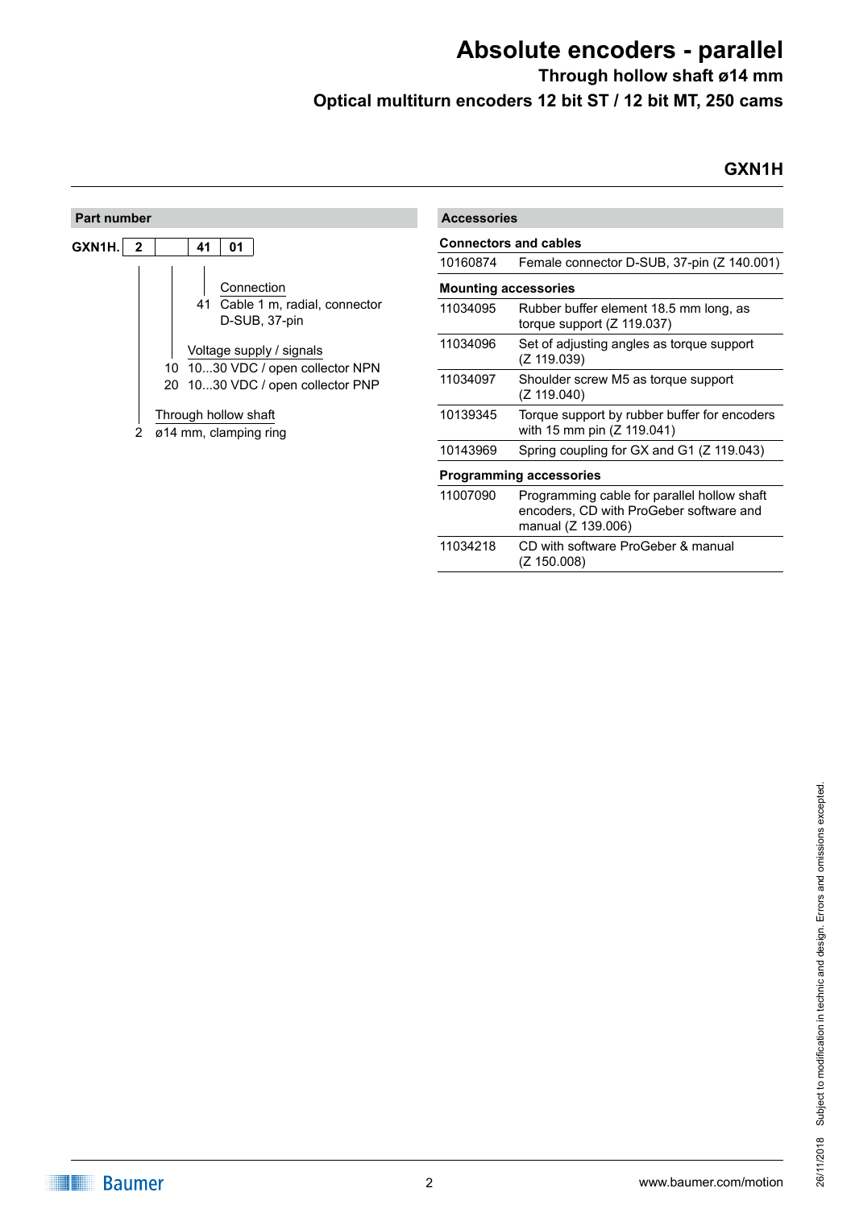# Absolute encoders - parallel

### Through hollow shaft ø14 mm

### Optical multiturn encoders 12 bit ST / 12 bit MT, 250 cams

## GXN1H

### Part number

GXN1H. | 2 | | 41 | 01 |

**Connection**
- 41 Cable 1 m, radial, connector D-SUB, 37-pin

**Voltage supply / signals**
- 10 10...30 VDC / open collector NPN
- 20 10...30 VDC / open collector PNP

**Through hollow shaft**
- 2 ø14 mm, clamping ring

### Accessories

| Connectors and cables | |
|---|---|
| 10160874 | Female connector D-SUB, 37-pin (Z 140.001) |
| **Mounting accessories** | |
| 11034095 | Rubber buffer element 18.5 mm long, as torque support (Z 119.037) |
| 11034096 | Set of adjusting angles as torque support (Z 119.039) |
| 11034097 | Shoulder screw M5 as torque support (Z 119.040) |
| 10139345 | Torque support by rubber buffer for encoders with 15 mm pin (Z 119.041) |
| 10143969 | Spring coupling for GX and G1 (Z 119.043) |
| **Programming accessories** | |
| 11007090 | Programming cable for parallel hollow shaft encoders, CD with ProGeber software and manual (Z 139.006) |
| 11034218 | CD with software ProGeber & manual (Z 150.008) |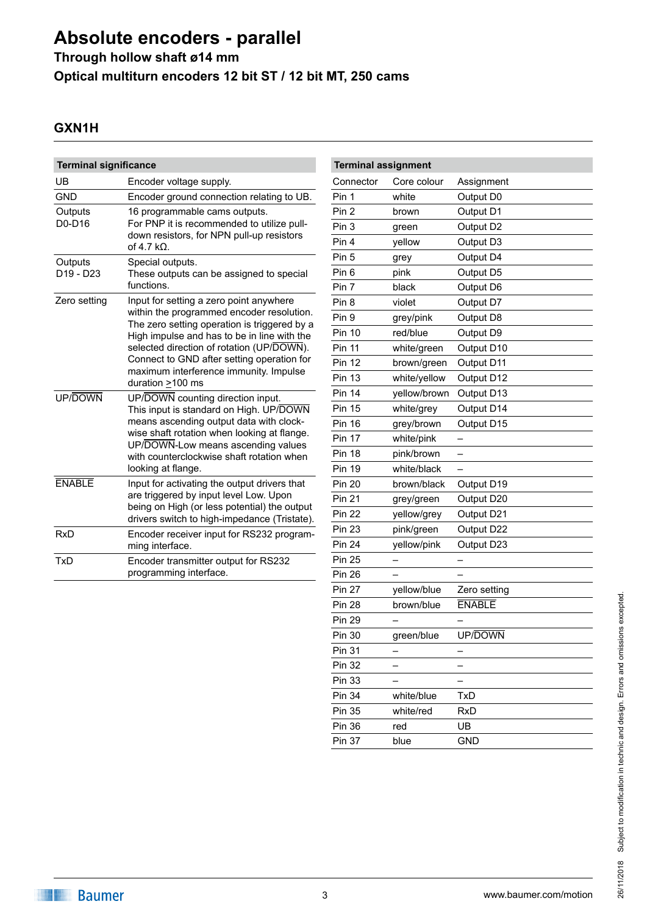# Absolute encoders - parallel

**Through hollow shaft ø14 mm**

**Optical multiturn encoders 12 bit ST / 12 bit MT, 250 cams**

## GXN1H

| Terminal significance | |
|---|---|
| UB | Encoder voltage supply. |
| GND | Encoder ground connection relating to UB. |
| Outputs D0-D16 | 16 programmable cams outputs. For PNP it is recommended to utilize pull-down resistors, for NPN pull-up resistors of 4.7 kΩ. |
| Outputs D19 - D23 | Special outputs. These outputs can be assigned to special functions. |
| Zero setting | Input for setting a zero point anywhere within the programmed encoder resolution. The zero setting operation is triggered by a High impulse and has to be in line with the selected direction of rotation (UP/$\overline{\text{DOWN}}$). Connect to GND after setting operation for maximum interference immunity. Impulse duration ≥100 ms |
| UP/$\overline{\text{DOWN}}$ | UP/$\overline{\text{DOWN}}$ counting direction input. This input is standard on High. UP/$\overline{\text{DOWN}}$ means ascending output data with clockwise shaft rotation when looking at flange. UP/$\overline{\text{DOWN}}$-Low means ascending values with counterclockwise shaft rotation when looking at flange. |
| $\overline{\text{ENABLE}}$ | Input for activating the output drivers that are triggered by input level Low. Upon being on High (or less potential) the output drivers switch to high-impedance (Tristate). |
| RxD | Encoder receiver input for RS232 programming interface. |
| TxD | Encoder transmitter output for RS232 programming interface. |

| Terminal assignment | | |
|---|---|---|
| Connector | Core colour | Assignment |
| Pin 1 | white | Output D0 |
| Pin 2 | brown | Output D1 |
| Pin 3 | green | Output D2 |
| Pin 4 | yellow | Output D3 |
| Pin 5 | grey | Output D4 |
| Pin 6 | pink | Output D5 |
| Pin 7 | black | Output D6 |
| Pin 8 | violet | Output D7 |
| Pin 9 | grey/pink | Output D8 |
| Pin 10 | red/blue | Output D9 |
| Pin 11 | white/green | Output D10 |
| Pin 12 | brown/green | Output D11 |
| Pin 13 | white/yellow | Output D12 |
| Pin 14 | yellow/brown | Output D13 |
| Pin 15 | white/grey | Output D14 |
| Pin 16 | grey/brown | Output D15 |
| Pin 17 | white/pink | – |
| Pin 18 | pink/brown | – |
| Pin 19 | white/black | – |
| Pin 20 | brown/black | Output D19 |
| Pin 21 | grey/green | Output D20 |
| Pin 22 | yellow/grey | Output D21 |
| Pin 23 | pink/green | Output D22 |
| Pin 24 | yellow/pink | Output D23 |
| Pin 25 | – | – |
| Pin 26 | – | – |
| Pin 27 | yellow/blue | Zero setting |
| Pin 28 | brown/blue | $\overline{\text{ENABLE}}$ |
| Pin 29 | – | – |
| Pin 30 | green/blue | UP/$\overline{\text{DOWN}}$ |
| Pin 31 | – | – |
| Pin 32 | – | – |
| Pin 33 | – | – |
| Pin 34 | white/blue | TxD |
| Pin 35 | white/red | RxD |
| Pin 36 | red | UB |
| Pin 37 | blue | GND |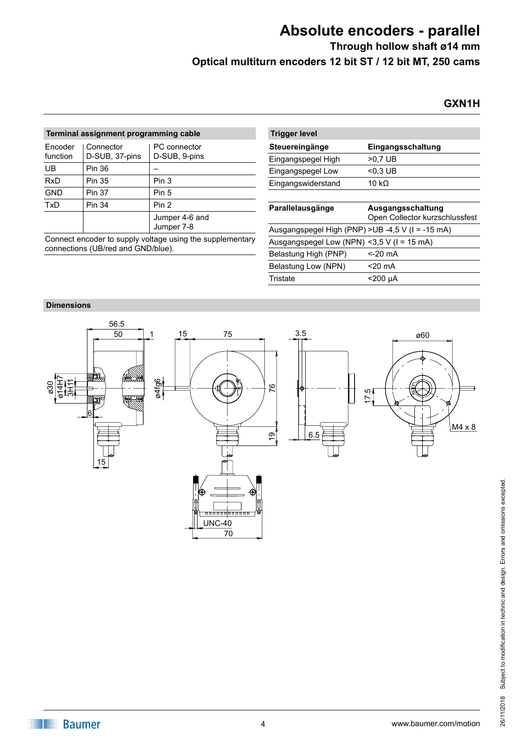# Absolute encoders - parallel

## Through hollow shaft ø14 mm

## Optical multiturn encoders 12 bit ST / 12 bit MT, 250 cams

**GXN1H**

### Terminal assignment programming cable

| Encoder function | Connector D-SUB, 37-pins | PC connector D-SUB, 9-pins |
|---|---|---|
| UB | Pin 36 | – |
| RxD | Pin 35 | Pin 3 |
| GND | Pin 37 | Pin 5 |
| TxD | Pin 34 | Pin 2 |
| | | Jumper 4-6 and Jumper 7-8 |

Connect encoder to supply voltage using the supplementary connections (UB/red and GND/blue).

### Trigger level

| Steuereingänge | Eingangsschaltung |
|---|---|
| Eingangspegel High | >0,7 UB |
| Eingangspegel Low | <0,3 UB |
| Eingangswiderstand | 10 kΩ |

| Parallelausgänge | Ausgangsschaltung Open Collector kurzschlussfest |
|---|---|
| Ausgangspegel High (PNP) | >UB -4,5 V (I = -15 mA) |
| Ausgangspegel Low (NPN) | <3,5 V (I = 15 mA) |
| Belastung High (PNP) | <-20 mA |
| Belastung Low (NPN) | <20 mA |
| Tristate | <200 µA |

### Dimensions

56.5
50
1
15
75
3.5
ø60
ø30
ø14H7
3H11
ø4fg6
76
17.5
6
19
6.5
M4 x 8
15
UNC-40
70